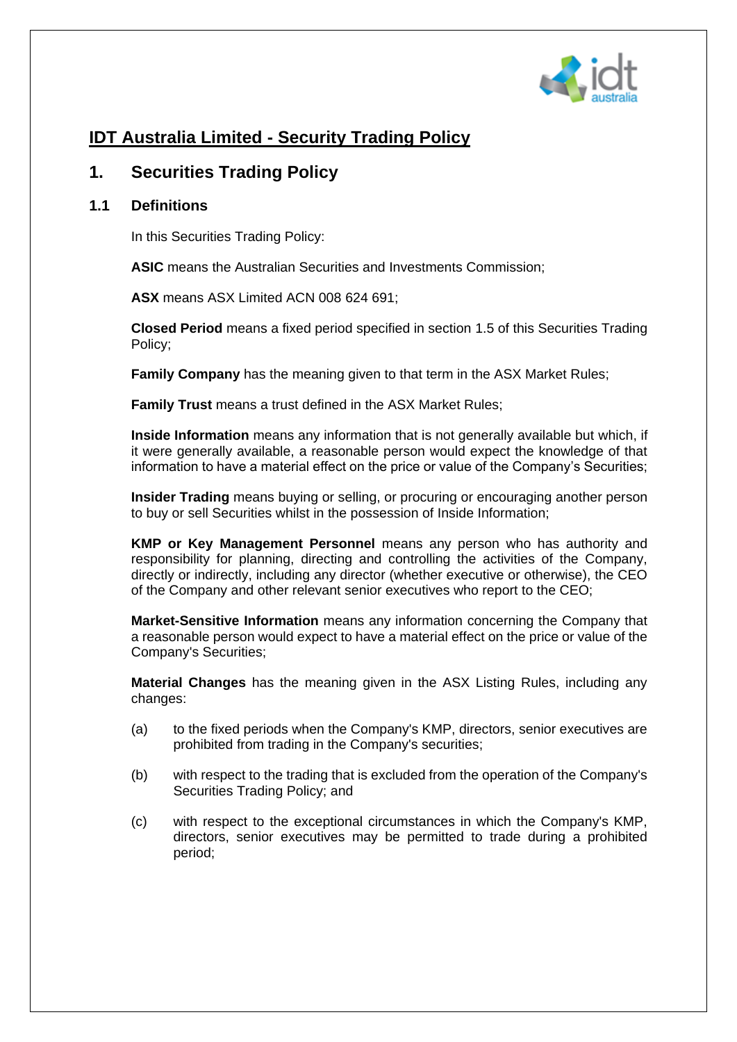# IDT Australia Limited - Security Trading Policy

## 1. Securities Trading Policy

### 1.1 Definitions

In this Securities Trading Policy:

**ASIC** means the Australian Securities and Investments Commission;

**ASX** means ASX Limited ACN 008 624 691;

**Closed Period** means a fixed period specified in section 1.5 of this Securities Trading Policy;

**Family Company** has the meaning given to that term in the ASX Market Rules;

**Family Trust** means a trust defined in the ASX Market Rules;

**Inside Information** means any information that is not generally available but which, if it were generally available, a reasonable person would expect the knowledge of that information to have a material effect on the price or value of the Company's Securities;

**Insider Trading** means buying or selling, or procuring or encouraging another person to buy or sell Securities whilst in the possession of Inside Information;

**KMP or Key Management Personnel** means any person who has authority and responsibility for planning, directing and controlling the activities of the Company, directly or indirectly, including any director (whether executive or otherwise), the CEO of the Company and other relevant senior executives who report to the CEO;

**Market-Sensitive Information** means any information concerning the Company that a reasonable person would expect to have a material effect on the price or value of the Company's Securities;

**Material Changes** has the meaning given in the ASX Listing Rules, including any changes:

(a) to the fixed periods when the Company's KMP, directors, senior executives are prohibited from trading in the Company's securities;

(b) with respect to the trading that is excluded from the operation of the Company's Securities Trading Policy; and

(c) with respect to the exceptional circumstances in which the Company's KMP, directors, senior executives may be permitted to trade during a prohibited period;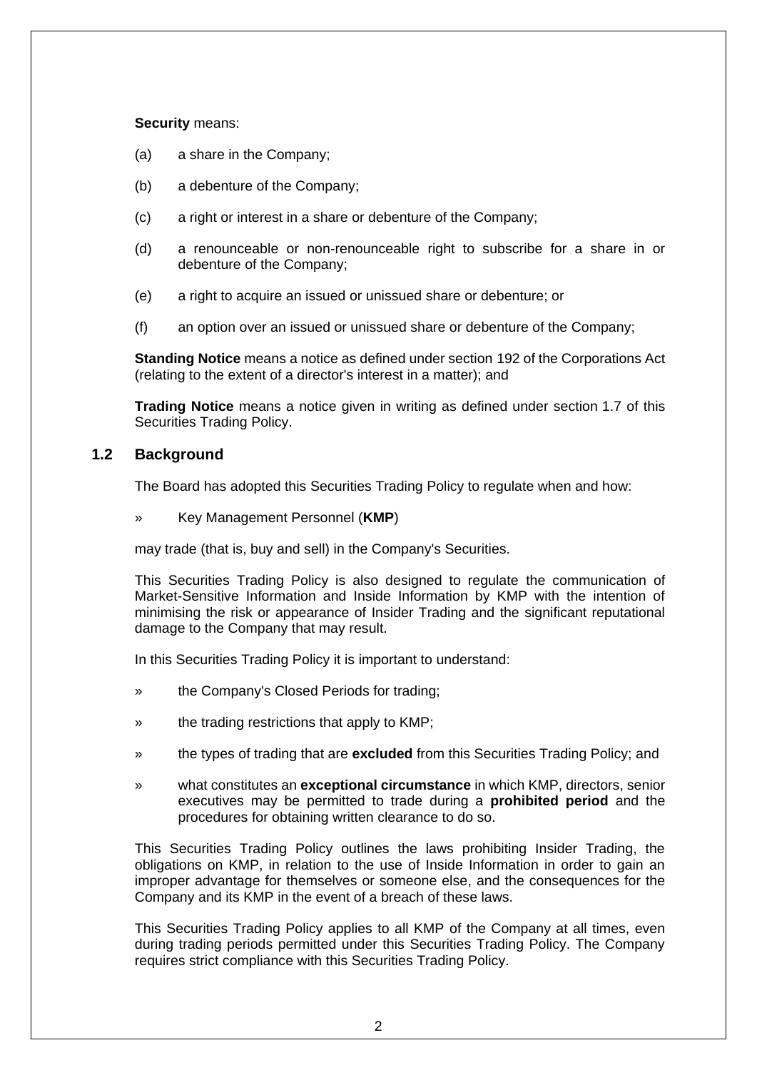**Security** means:

(a) a share in the Company;

(b) a debenture of the Company;

(c) a right or interest in a share or debenture of the Company;

(d) a renounceable or non-renounceable right to subscribe for a share in or debenture of the Company;

(e) a right to acquire an issued or unissued share or debenture; or

(f) an option over an issued or unissued share or debenture of the Company;

**Standing Notice** means a notice as defined under section 192 of the Corporations Act (relating to the extent of a director's interest in a matter); and

**Trading Notice** means a notice given in writing as defined under section 1.7 of this Securities Trading Policy.

## 1.2 Background

The Board has adopted this Securities Trading Policy to regulate when and how:

» Key Management Personnel (**KMP**)

may trade (that is, buy and sell) in the Company's Securities.

This Securities Trading Policy is also designed to regulate the communication of Market-Sensitive Information and Inside Information by KMP with the intention of minimising the risk or appearance of Insider Trading and the significant reputational damage to the Company that may result.

In this Securities Trading Policy it is important to understand:

» the Company's Closed Periods for trading;

» the trading restrictions that apply to KMP;

» the types of trading that are **excluded** from this Securities Trading Policy; and

» what constitutes an **exceptional circumstance** in which KMP, directors, senior executives may be permitted to trade during a **prohibited period** and the procedures for obtaining written clearance to do so.

This Securities Trading Policy outlines the laws prohibiting Insider Trading, the obligations on KMP, in relation to the use of Inside Information in order to gain an improper advantage for themselves or someone else, and the consequences for the Company and its KMP in the event of a breach of these laws.

This Securities Trading Policy applies to all KMP of the Company at all times, even during trading periods permitted under this Securities Trading Policy. The Company requires strict compliance with this Securities Trading Policy.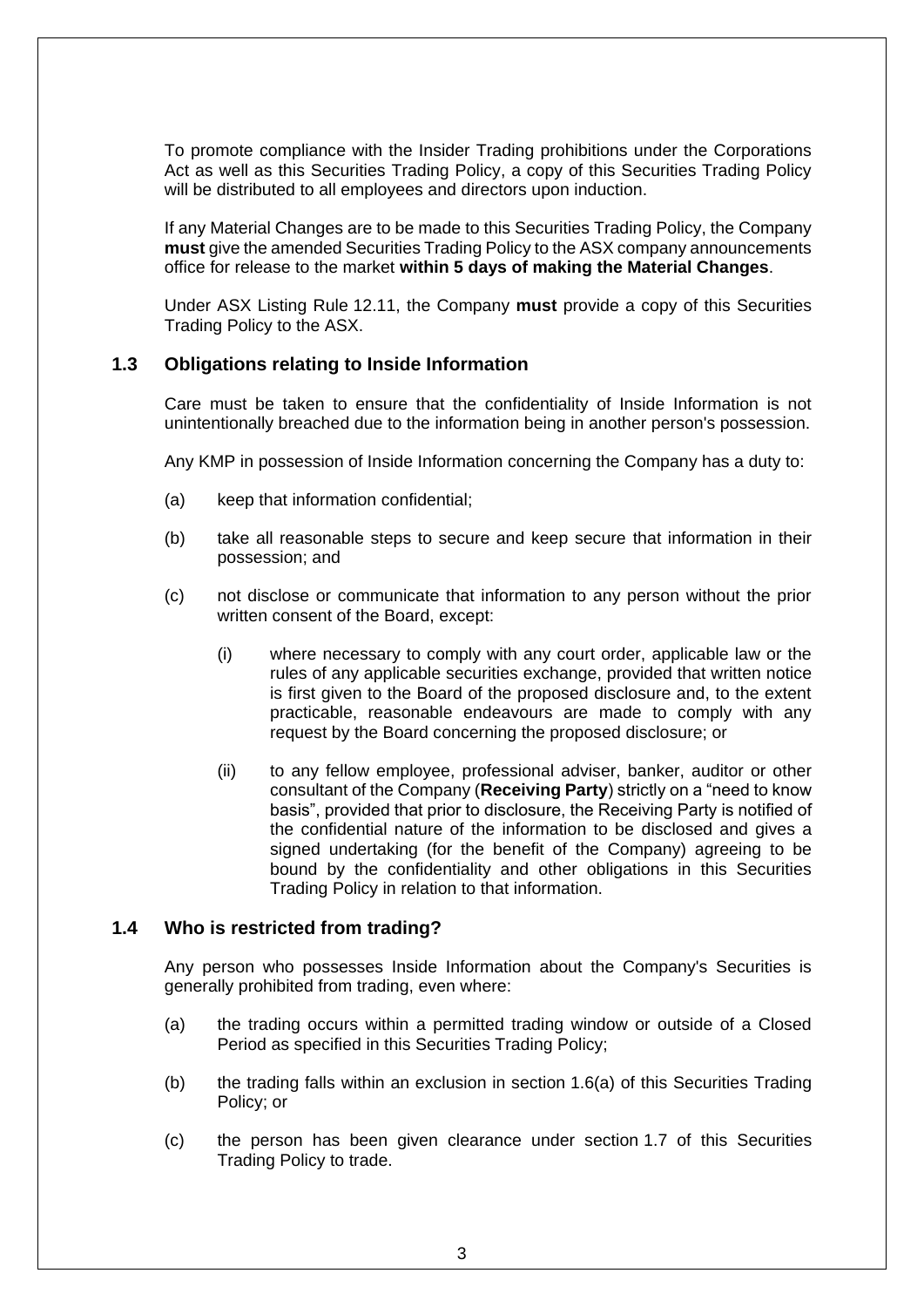To promote compliance with the Insider Trading prohibitions under the Corporations Act as well as this Securities Trading Policy, a copy of this Securities Trading Policy will be distributed to all employees and directors upon induction.

If any Material Changes are to be made to this Securities Trading Policy, the Company **must** give the amended Securities Trading Policy to the ASX company announcements office for release to the market **within 5 days of making the Material Changes**.

Under ASX Listing Rule 12.11, the Company **must** provide a copy of this Securities Trading Policy to the ASX.

## 1.3 Obligations relating to Inside Information

Care must be taken to ensure that the confidentiality of Inside Information is not unintentionally breached due to the information being in another person's possession.

Any KMP in possession of Inside Information concerning the Company has a duty to:

(a) keep that information confidential;

(b) take all reasonable steps to secure and keep secure that information in their possession; and

(c) not disclose or communicate that information to any person without the prior written consent of the Board, except:

  (i) where necessary to comply with any court order, applicable law or the rules of any applicable securities exchange, provided that written notice is first given to the Board of the proposed disclosure and, to the extent practicable, reasonable endeavours are made to comply with any request by the Board concerning the proposed disclosure; or

  (ii) to any fellow employee, professional adviser, banker, auditor or other consultant of the Company (**Receiving Party**) strictly on a "need to know basis", provided that prior to disclosure, the Receiving Party is notified of the confidential nature of the information to be disclosed and gives a signed undertaking (for the benefit of the Company) agreeing to be bound by the confidentiality and other obligations in this Securities Trading Policy in relation to that information.

## 1.4 Who is restricted from trading?

Any person who possesses Inside Information about the Company's Securities is generally prohibited from trading, even where:

(a) the trading occurs within a permitted trading window or outside of a Closed Period as specified in this Securities Trading Policy;

(b) the trading falls within an exclusion in section 1.6(a) of this Securities Trading Policy; or

(c) the person has been given clearance under section 1.7 of this Securities Trading Policy to trade.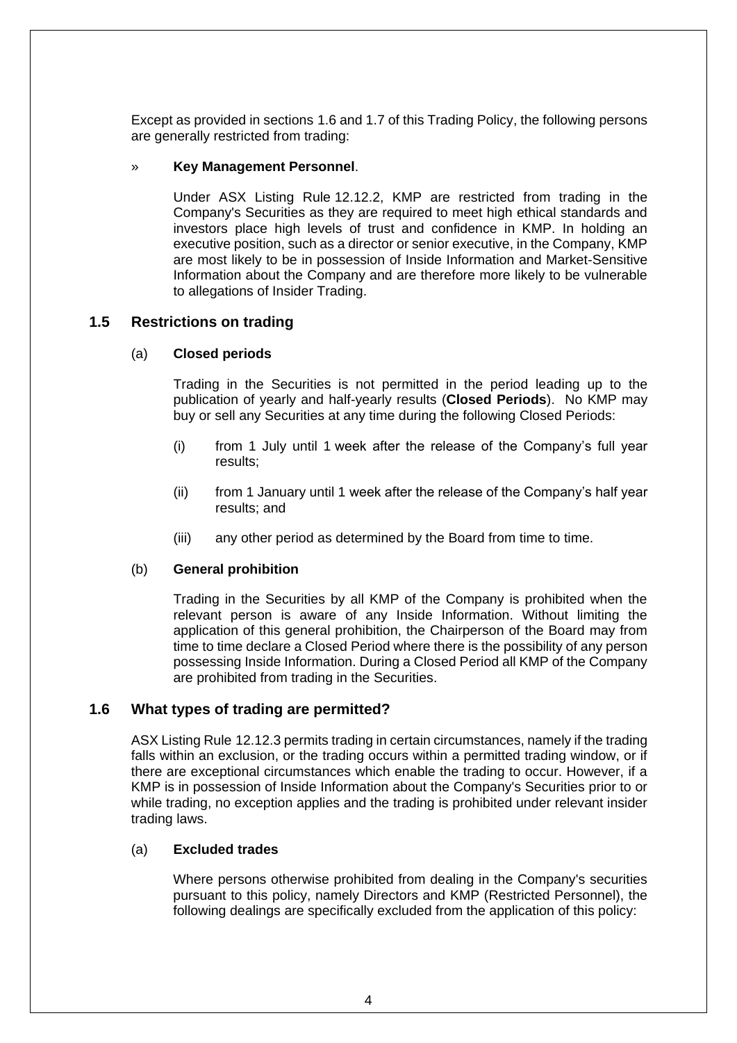Except as provided in sections 1.6 and 1.7 of this Trading Policy, the following persons are generally restricted from trading:

» **Key Management Personnel**.

Under ASX Listing Rule 12.12.2, KMP are restricted from trading in the Company's Securities as they are required to meet high ethical standards and investors place high levels of trust and confidence in KMP. In holding an executive position, such as a director or senior executive, in the Company, KMP are most likely to be in possession of Inside Information and Market-Sensitive Information about the Company and are therefore more likely to be vulnerable to allegations of Insider Trading.

## 1.5 Restrictions on trading

### (a) Closed periods

Trading in the Securities is not permitted in the period leading up to the publication of yearly and half-yearly results (**Closed Periods**). No KMP may buy or sell any Securities at any time during the following Closed Periods:

(i) from 1 July until 1 week after the release of the Company's full year results;

(ii) from 1 January until 1 week after the release of the Company's half year results; and

(iii) any other period as determined by the Board from time to time.

### (b) General prohibition

Trading in the Securities by all KMP of the Company is prohibited when the relevant person is aware of any Inside Information. Without limiting the application of this general prohibition, the Chairperson of the Board may from time to time declare a Closed Period where there is the possibility of any person possessing Inside Information. During a Closed Period all KMP of the Company are prohibited from trading in the Securities.

## 1.6 What types of trading are permitted?

ASX Listing Rule 12.12.3 permits trading in certain circumstances, namely if the trading falls within an exclusion, or the trading occurs within a permitted trading window, or if there are exceptional circumstances which enable the trading to occur. However, if a KMP is in possession of Inside Information about the Company's Securities prior to or while trading, no exception applies and the trading is prohibited under relevant insider trading laws.

### (a) Excluded trades

Where persons otherwise prohibited from dealing in the Company's securities pursuant to this policy, namely Directors and KMP (Restricted Personnel), the following dealings are specifically excluded from the application of this policy: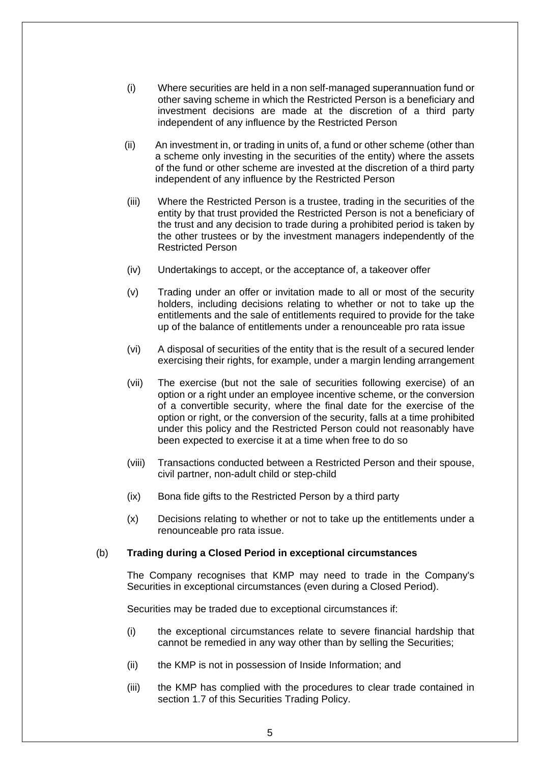(i) Where securities are held in a non self-managed superannuation fund or other saving scheme in which the Restricted Person is a beneficiary and investment decisions are made at the discretion of a third party independent of any influence by the Restricted Person

(ii) An investment in, or trading in units of, a fund or other scheme (other than a scheme only investing in the securities of the entity) where the assets of the fund or other scheme are invested at the discretion of a third party independent of any influence by the Restricted Person

(iii) Where the Restricted Person is a trustee, trading in the securities of the entity by that trust provided the Restricted Person is not a beneficiary of the trust and any decision to trade during a prohibited period is taken by the other trustees or by the investment managers independently of the Restricted Person

(iv) Undertakings to accept, or the acceptance of, a takeover offer

(v) Trading under an offer or invitation made to all or most of the security holders, including decisions relating to whether or not to take up the entitlements and the sale of entitlements required to provide for the take up of the balance of entitlements under a renounceable pro rata issue

(vi) A disposal of securities of the entity that is the result of a secured lender exercising their rights, for example, under a margin lending arrangement

(vii) The exercise (but not the sale of securities following exercise) of an option or a right under an employee incentive scheme, or the conversion of a convertible security, where the final date for the exercise of the option or right, or the conversion of the security, falls at a time prohibited under this policy and the Restricted Person could not reasonably have been expected to exercise it at a time when free to do so

(viii) Transactions conducted between a Restricted Person and their spouse, civil partner, non-adult child or step-child

(ix) Bona fide gifts to the Restricted Person by a third party

(x) Decisions relating to whether or not to take up the entitlements under a renounceable pro rata issue.

(b) **Trading during a Closed Period in exceptional circumstances**

The Company recognises that KMP may need to trade in the Company's Securities in exceptional circumstances (even during a Closed Period).

Securities may be traded due to exceptional circumstances if:

(i) the exceptional circumstances relate to severe financial hardship that cannot be remedied in any way other than by selling the Securities;

(ii) the KMP is not in possession of Inside Information; and

(iii) the KMP has complied with the procedures to clear trade contained in section 1.7 of this Securities Trading Policy.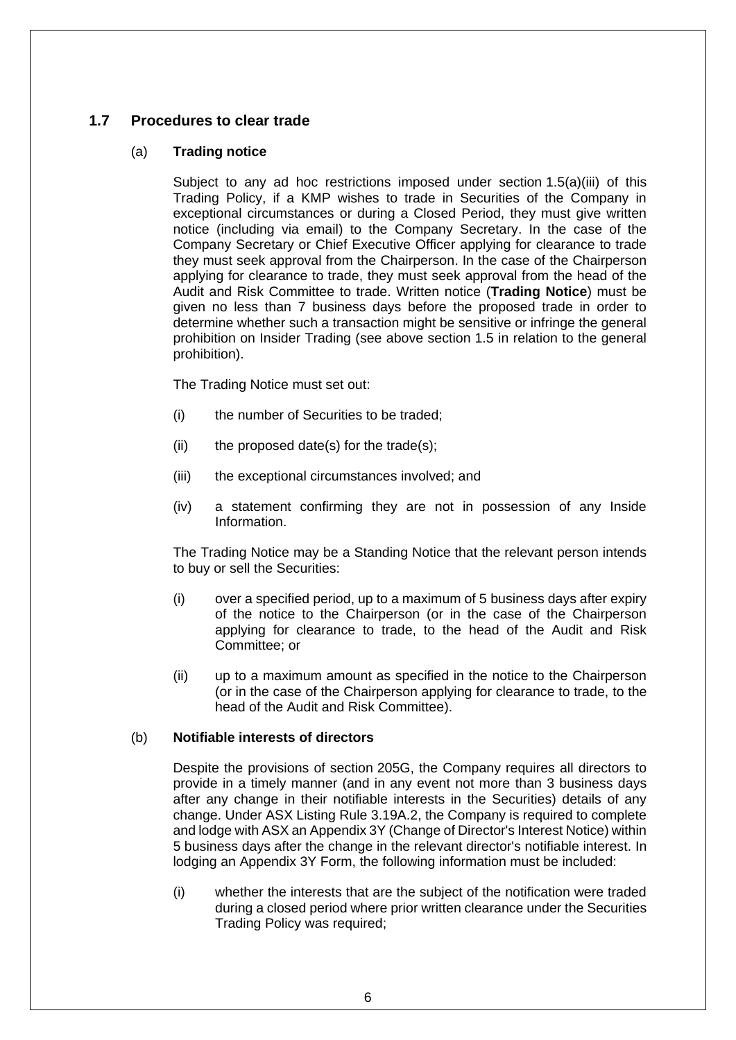## 1.7 Procedures to clear trade

(a) **Trading notice**

Subject to any ad hoc restrictions imposed under section 1.5(a)(iii) of this Trading Policy, if a KMP wishes to trade in Securities of the Company in exceptional circumstances or during a Closed Period, they must give written notice (including via email) to the Company Secretary. In the case of the Company Secretary or Chief Executive Officer applying for clearance to trade they must seek approval from the Chairperson. In the case of the Chairperson applying for clearance to trade, they must seek approval from the head of the Audit and Risk Committee to trade. Written notice (**Trading Notice**) must be given no less than 7 business days before the proposed trade in order to determine whether such a transaction might be sensitive or infringe the general prohibition on Insider Trading (see above section 1.5 in relation to the general prohibition).

The Trading Notice must set out:

(i) the number of Securities to be traded;

(ii) the proposed date(s) for the trade(s);

(iii) the exceptional circumstances involved; and

(iv) a statement confirming they are not in possession of any Inside Information.

The Trading Notice may be a Standing Notice that the relevant person intends to buy or sell the Securities:

(i) over a specified period, up to a maximum of 5 business days after expiry of the notice to the Chairperson (or in the case of the Chairperson applying for clearance to trade, to the head of the Audit and Risk Committee; or

(ii) up to a maximum amount as specified in the notice to the Chairperson (or in the case of the Chairperson applying for clearance to trade, to the head of the Audit and Risk Committee).

(b) **Notifiable interests of directors**

Despite the provisions of section 205G, the Company requires all directors to provide in a timely manner (and in any event not more than 3 business days after any change in their notifiable interests in the Securities) details of any change. Under ASX Listing Rule 3.19A.2, the Company is required to complete and lodge with ASX an Appendix 3Y (Change of Director's Interest Notice) within 5 business days after the change in the relevant director's notifiable interest. In lodging an Appendix 3Y Form, the following information must be included:

(i) whether the interests that are the subject of the notification were traded during a closed period where prior written clearance under the Securities Trading Policy was required;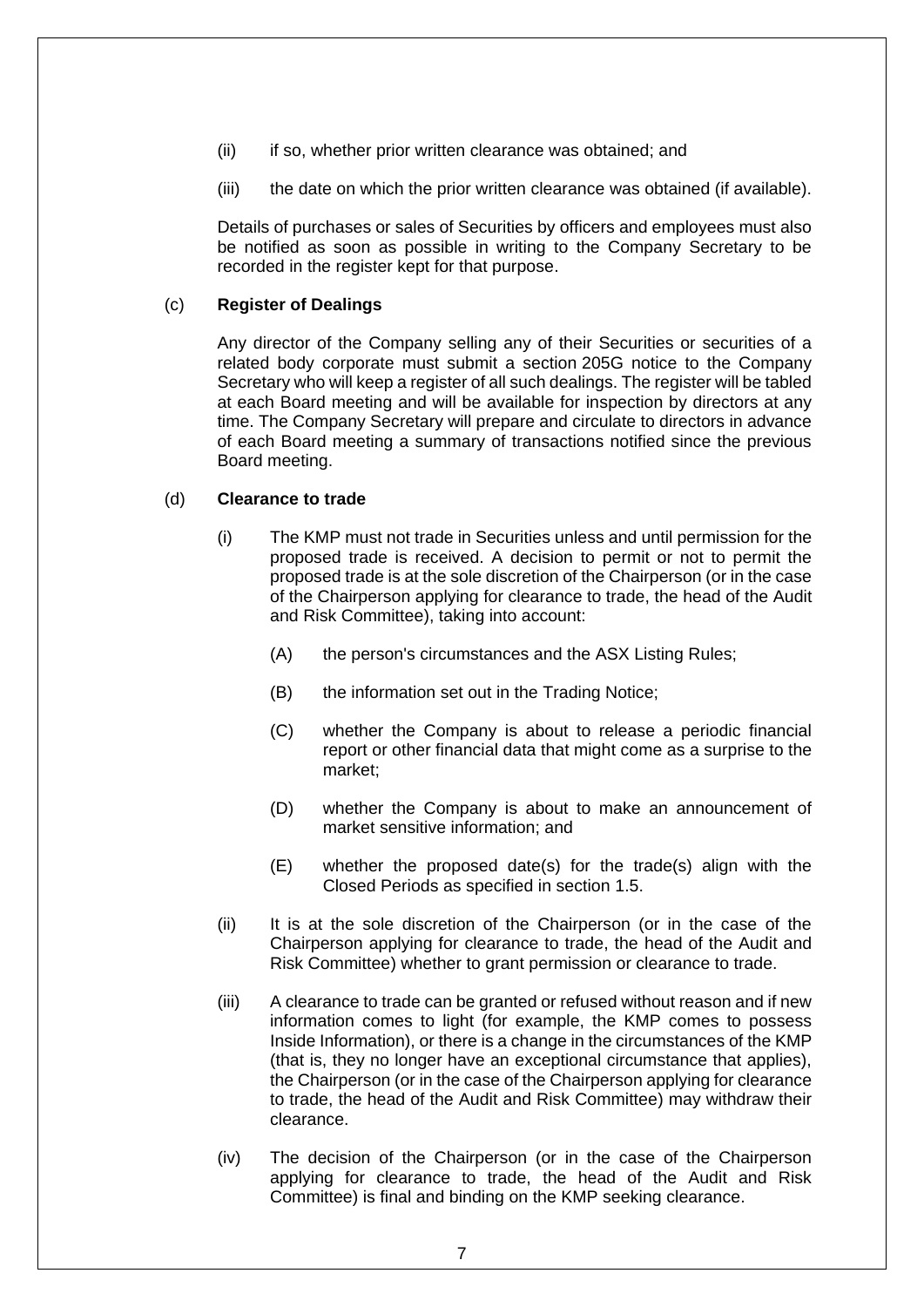(ii) if so, whether prior written clearance was obtained; and

(iii) the date on which the prior written clearance was obtained (if available).

Details of purchases or sales of Securities by officers and employees must also be notified as soon as possible in writing to the Company Secretary to be recorded in the register kept for that purpose.

(c) **Register of Dealings**

Any director of the Company selling any of their Securities or securities of a related body corporate must submit a section 205G notice to the Company Secretary who will keep a register of all such dealings. The register will be tabled at each Board meeting and will be available for inspection by directors at any time. The Company Secretary will prepare and circulate to directors in advance of each Board meeting a summary of transactions notified since the previous Board meeting.

(d) **Clearance to trade**

(i) The KMP must not trade in Securities unless and until permission for the proposed trade is received. A decision to permit or not to permit the proposed trade is at the sole discretion of the Chairperson (or in the case of the Chairperson applying for clearance to trade, the head of the Audit and Risk Committee), taking into account:

(A) the person's circumstances and the ASX Listing Rules;

(B) the information set out in the Trading Notice;

(C) whether the Company is about to release a periodic financial report or other financial data that might come as a surprise to the market;

(D) whether the Company is about to make an announcement of market sensitive information; and

(E) whether the proposed date(s) for the trade(s) align with the Closed Periods as specified in section 1.5.

(ii) It is at the sole discretion of the Chairperson (or in the case of the Chairperson applying for clearance to trade, the head of the Audit and Risk Committee) whether to grant permission or clearance to trade.

(iii) A clearance to trade can be granted or refused without reason and if new information comes to light (for example, the KMP comes to possess Inside Information), or there is a change in the circumstances of the KMP (that is, they no longer have an exceptional circumstance that applies), the Chairperson (or in the case of the Chairperson applying for clearance to trade, the head of the Audit and Risk Committee) may withdraw their clearance.

(iv) The decision of the Chairperson (or in the case of the Chairperson applying for clearance to trade, the head of the Audit and Risk Committee) is final and binding on the KMP seeking clearance.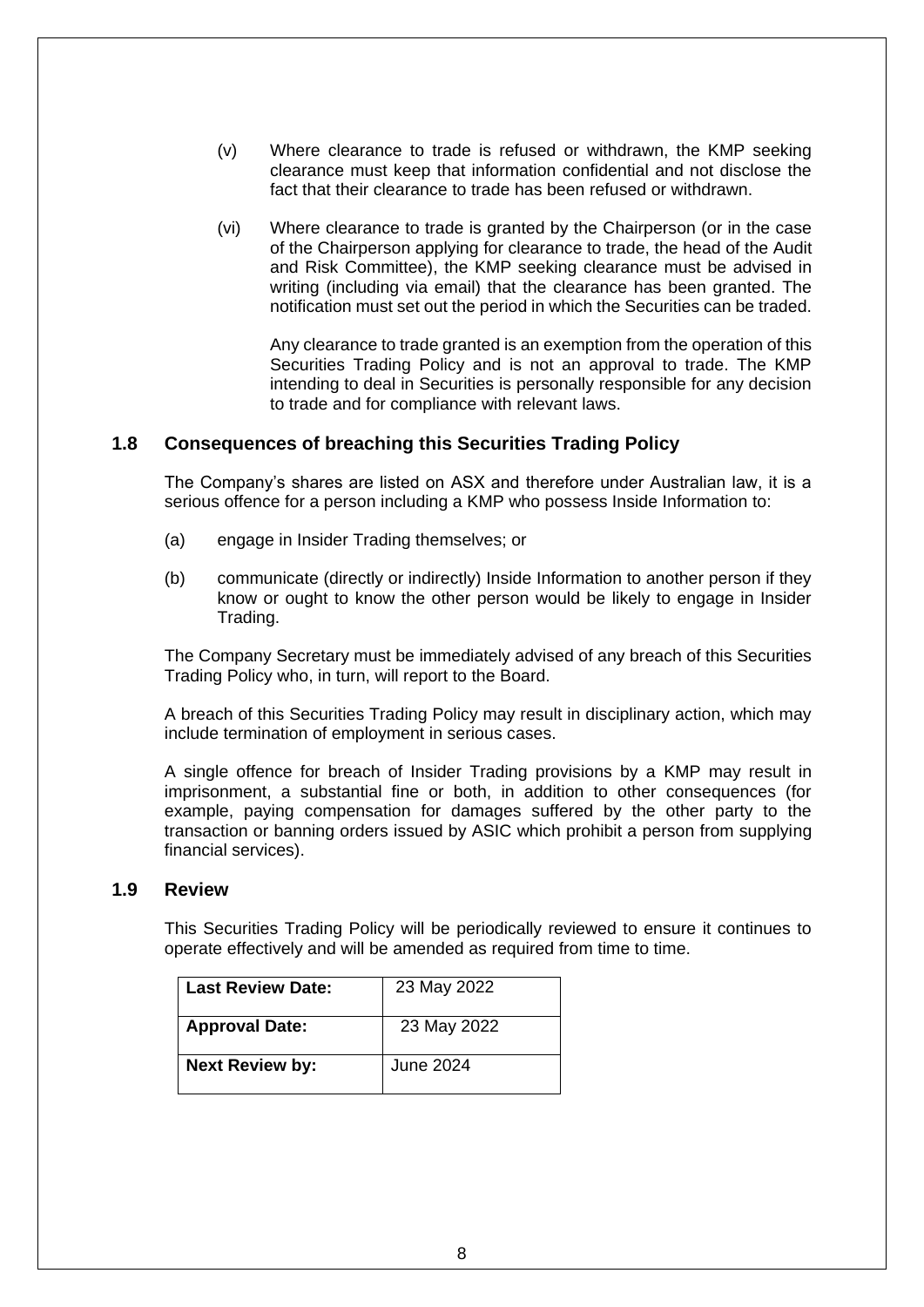(v) Where clearance to trade is refused or withdrawn, the KMP seeking clearance must keep that information confidential and not disclose the fact that their clearance to trade has been refused or withdrawn.

(vi) Where clearance to trade is granted by the Chairperson (or in the case of the Chairperson applying for clearance to trade, the head of the Audit and Risk Committee), the KMP seeking clearance must be advised in writing (including via email) that the clearance has been granted. The notification must set out the period in which the Securities can be traded.

Any clearance to trade granted is an exemption from the operation of this Securities Trading Policy and is not an approval to trade. The KMP intending to deal in Securities is personally responsible for any decision to trade and for compliance with relevant laws.

## 1.8 Consequences of breaching this Securities Trading Policy

The Company's shares are listed on ASX and therefore under Australian law, it is a serious offence for a person including a KMP who possess Inside Information to:

(a) engage in Insider Trading themselves; or

(b) communicate (directly or indirectly) Inside Information to another person if they know or ought to know the other person would be likely to engage in Insider Trading.

The Company Secretary must be immediately advised of any breach of this Securities Trading Policy who, in turn, will report to the Board.

A breach of this Securities Trading Policy may result in disciplinary action, which may include termination of employment in serious cases.

A single offence for breach of Insider Trading provisions by a KMP may result in imprisonment, a substantial fine or both, in addition to other consequences (for example, paying compensation for damages suffered by the other party to the transaction or banning orders issued by ASIC which prohibit a person from supplying financial services).

## 1.9 Review

This Securities Trading Policy will be periodically reviewed to ensure it continues to operate effectively and will be amended as required from time to time.

| | |
|---|---|
| **Last Review Date:** | 23 May 2022 |
| **Approval Date:** | 23 May 2022 |
| **Next Review by:** | June 2024 |